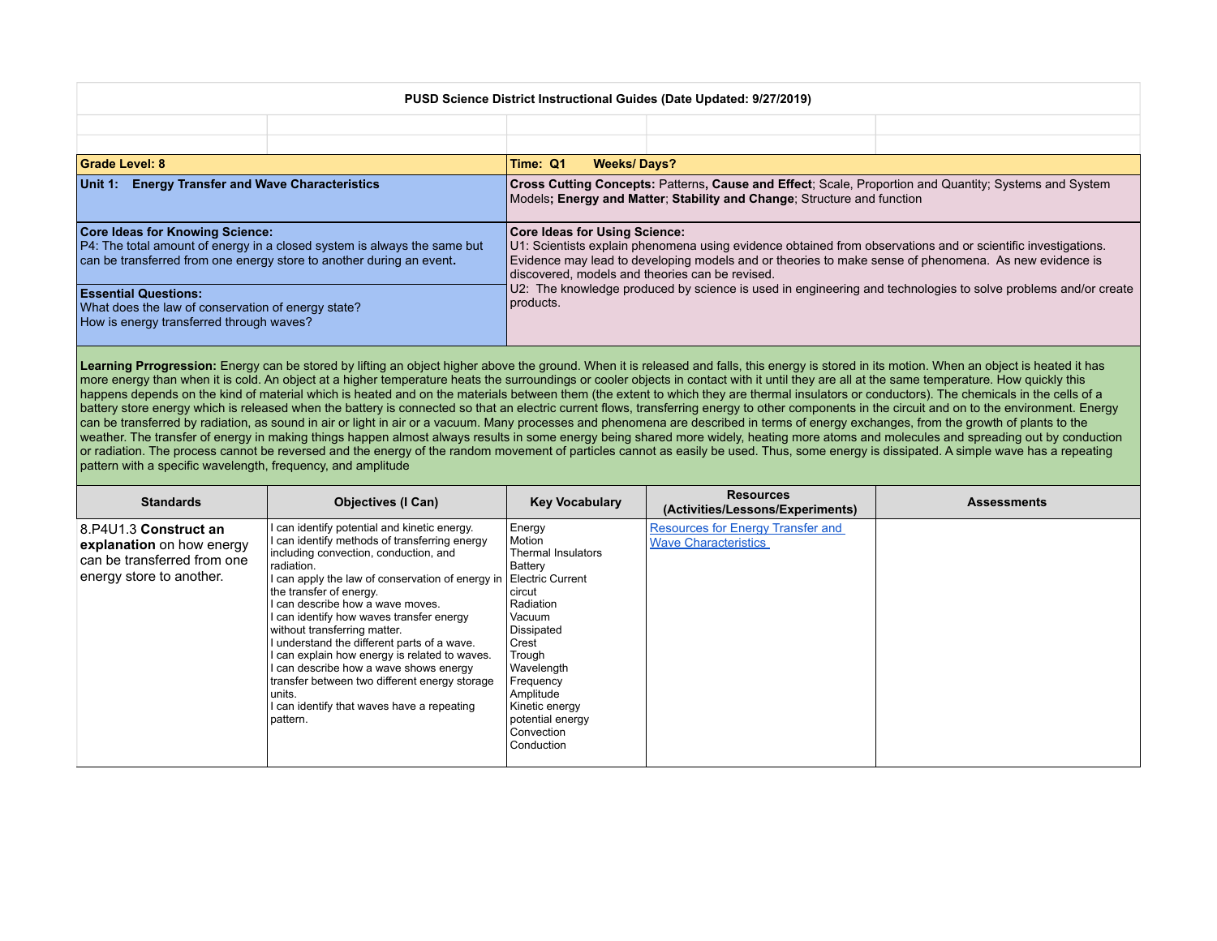**PUSD Science District Instructional Guides (Date Updated: 9/27/2019)**

**Grade Level: 8**

**Time: Q1 Weeks/ Days?**

**Unit 1: Energy Transfer and Wave Characteristics**

**Cross Cutting Concepts:** Patterns**, Cause and Effect**; Scale, Proportion and Quantity; Systems and System Models**; Energy and Matter**; **Stability and Change**; Structure and function

**Core Ideas for Knowing Science:**
P4: The total amount of energy in a closed system is always the same but can be transferred from one energy store to another during an event**.**

**Essential Questions:**
What does the law of conservation of energy state?
How is energy transferred through waves?

**Core Ideas for Using Science:**
U1: Scientists explain phenomena using evidence obtained from observations and or scientific investigations. Evidence may lead to developing models and or theories to make sense of phenomena. As new evidence is discovered, models and theories can be revised.
U2: The knowledge produced by science is used in engineering and technologies to solve problems and/or create products.

**Learning Prrogression:** Energy can be stored by lifting an object higher above the ground. When it is released and falls, this energy is stored in its motion. When an object is heated it has more energy than when it is cold. An object at a higher temperature heats the surroundings or cooler objects in contact with it until they are all at the same temperature. How quickly this happens depends on the kind of material which is heated and on the materials between them (the extent to which they are thermal insulators or conductors). The chemicals in the cells of a battery store energy which is released when the battery is connected so that an electric current flows, transferring energy to other components in the circuit and on to the environment. Energy can be transferred by radiation, as sound in air or light in air or a vacuum. Many processes and phenomena are described in terms of energy exchanges, from the growth of plants to the weather. The transfer of energy in making things happen almost always results in some energy being shared more widely, heating more atoms and molecules and spreading out by conduction or radiation. The process cannot be reversed and the energy of the random movement of particles cannot as easily be used. Thus, some energy is dissipated. A simple wave has a repeating pattern with a specific wavelength, frequency, and amplitude

| Standards | Objectives (I Can) | Key Vocabulary | Resources (Activities/Lessons/Experiments) | Assessments |
|---|---|---|---|---|
| 8.P4U1.3 **Construct an explanation** on how energy can be transferred from one energy store to another. | I can identify potential and kinetic energy.<br>I can identify methods of transferring energy including convection, conduction, and radiation.<br>I can apply the law of conservation of energy in the transfer of energy.<br>I can describe how a wave moves.<br>I can identify how waves transfer energy without transferring matter.<br>I understand the different parts of a wave.<br>I can explain how energy is related to waves.<br>I can describe how a wave shows energy transfer between two different energy storage units.<br>I can identify that waves have a repeating pattern. | Energy<br>Motion<br>Thermal Insulators<br>Battery<br>Electric Current<br>circut<br>Radiation<br>Vacuum<br>Dissipated<br>Crest<br>Trough<br>Wavelength<br>Frequency<br>Amplitude<br>Kinetic energy<br>potential energy<br>Convection<br>Conduction | Resources for Energy Transfer and Wave Characteristics | |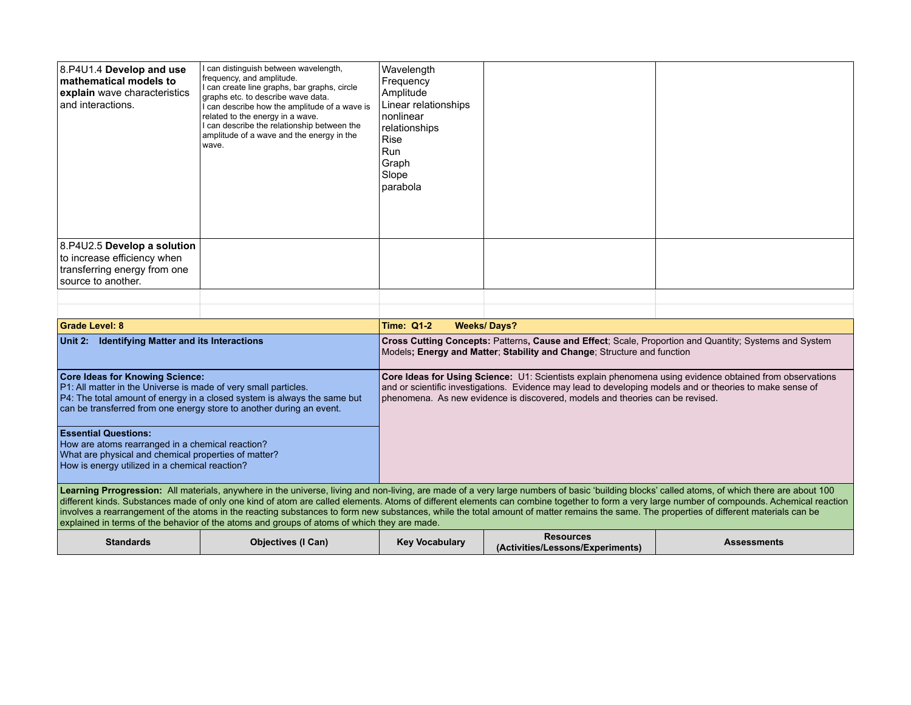| | | | | |
|---|---|---|---|---|
| 8.P4U1.4 **Develop and use mathematical models to explain** wave characteristics and interactions. | I can distinguish between wavelength, frequency, and amplitude.<br>I can create line graphs, bar graphs, circle graphs etc. to describe wave data.<br>I can describe how the amplitude of a wave is related to the energy in a wave.<br>I can describe the relationship between the amplitude of a wave and the energy in the wave. | Wavelength<br>Frequency<br>Amplitude<br>Linear relationships<br>nonlinear relationships<br>Rise<br>Run<br>Graph<br>Slope<br>parabola | | |
| 8.P4U2.5 **Develop a solution** to increase efficiency when transferring energy from one source to another. | | | | |

| | | | | |
|---|---|---|---|---|
| **Grade Level: 8** | | **Time: Q1-2 Weeks/ Days?** | | |
| **Unit 2: Identifying Matter and its Interactions** | | **Cross Cutting Concepts:** Patterns**, Cause and Effect**; Scale, Proportion and Quantity; Systems and System Models**; Energy and Matter**; **Stability and Change**; Structure and function | | |
| **Core Ideas for Knowing Science:**<br>P1: All matter in the Universe is made of very small particles.<br>P4: The total amount of energy in a closed system is always the same but can be transferred from one energy store to another during an event.<br><br>**Essential Questions:**<br>How are atoms rearranged in a chemical reaction?<br>What are physical and chemical properties of matter?<br>How is energy utilized in a chemical reaction? | | **Core Ideas for Using Science:** U1: Scientists explain phenomena using evidence obtained from observations and or scientific investigations. Evidence may lead to developing models and or theories to make sense of phenomena. As new evidence is discovered, models and theories can be revised. | | |
| **Learning Prrogression:** All materials, anywhere in the universe, living and non-living, are made of a very large numbers of basic 'building blocks' called atoms, of which there are about 100 different kinds. Substances made of only one kind of atom are called elements. Atoms of different elements can combine together to form a very large number of compounds. Achemical reaction involves a rearrangement of the atoms in the reacting substances to form new substances, while the total amount of matter remains the same. The properties of different materials can be explained in terms of the behavior of the atoms and groups of atoms of which they are made. | | | | |
| **Standards** | **Objectives (I Can)** | **Key Vocabulary** | **Resources (Activities/Lessons/Experiments)** | **Assessments** |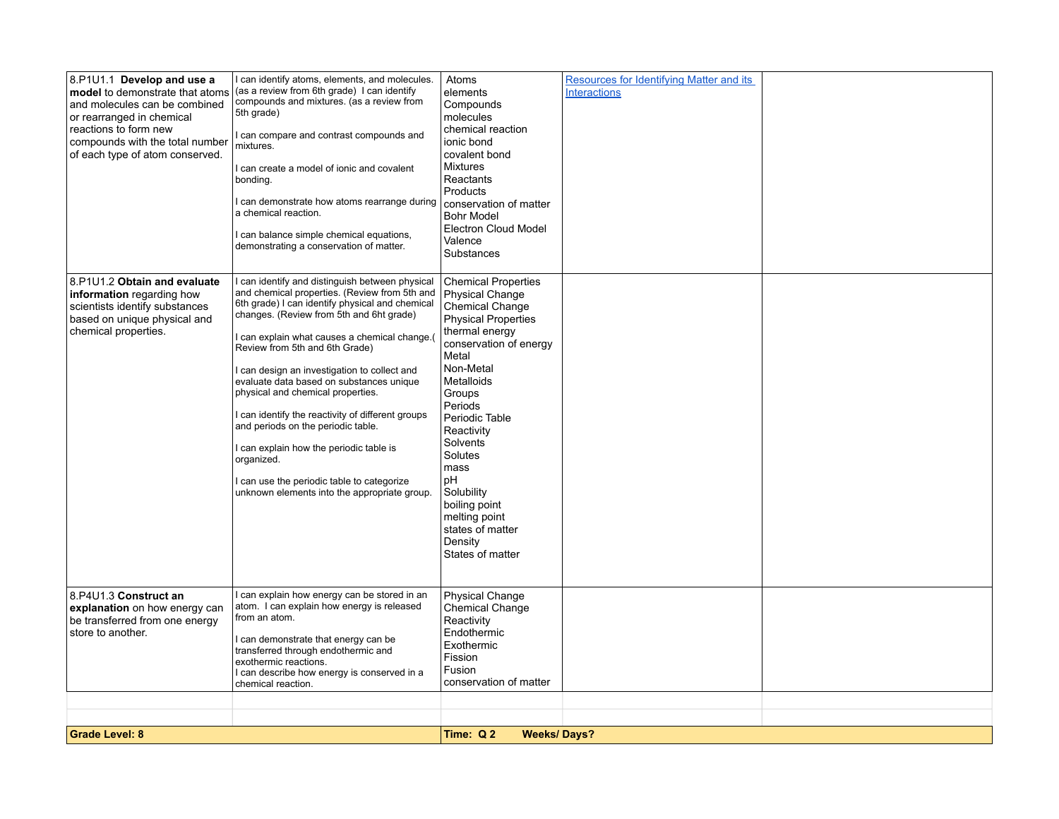| | | | | |
|---|---|---|---|---|
| 8.P1U1.1 **Develop and use a model** to demonstrate that atoms and molecules can be combined or rearranged in chemical reactions to form new compounds with the total number of each type of atom conserved. | I can identify atoms, elements, and molecules. (as a review from 6th grade) I can identify compounds and mixtures. (as a review from 5th grade)<br><br>I can compare and contrast compounds and mixtures.<br><br>I can create a model of ionic and covalent bonding.<br><br>I can demonstrate how atoms rearrange during a chemical reaction.<br><br>I can balance simple chemical equations, demonstrating a conservation of matter. | Atoms<br>elements<br>Compounds<br>molecules<br>chemical reaction<br>ionic bond<br>covalent bond<br>Mixtures<br>Reactants<br>Products<br>conservation of matter<br>Bohr Model<br>Electron Cloud Model<br>Valence<br>Substances | [Resources for Identifying Matter and its Interactions]() | |
| 8.P1U1.2 **Obtain and evaluate information** regarding how scientists identify substances based on unique physical and chemical properties. | I can identify and distinguish between physical and chemical properties. (Review from 5th and 6th grade) I can identify physical and chemical changes. (Review from 5th and 6ht grade)<br><br>I can explain what causes a chemical change.( Review from 5th and 6th Grade)<br><br>I can design an investigation to collect and evaluate data based on substances unique physical and chemical properties.<br><br>I can identify the reactivity of different groups and periods on the periodic table.<br><br>I can explain how the periodic table is organized.<br><br>I can use the periodic table to categorize unknown elements into the appropriate group. | Chemical Properties<br>Physical Change<br>Chemical Change<br>Physical Properties<br>thermal energy<br>conservation of energy<br>Metal<br>Non-Metal<br>Metalloids<br>Groups<br>Periods<br>Periodic Table<br>Reactivity<br>Solvents<br>Solutes<br>mass<br>pH<br>Solubility<br>boiling point<br>melting point<br>states of matter<br>Density<br>States of matter | | |
| 8.P4U1.3 **Construct an explanation** on how energy can be transferred from one energy store to another. | I can explain how energy can be stored in an atom. I can explain how energy is released from an atom.<br><br>I can demonstrate that energy can be transferred through endothermic and exothermic reactions.<br>I can describe how energy is conserved in a chemical reaction. | Physical Change<br>Chemical Change<br>Reactivity<br>Endothermic<br>Exothermic<br>Fission<br>Fusion<br>conservation of matter | | |
| | | | | |
| | | | | |
| **Grade Level: 8** | | **Time: Q 2 Weeks/ Days?** | | |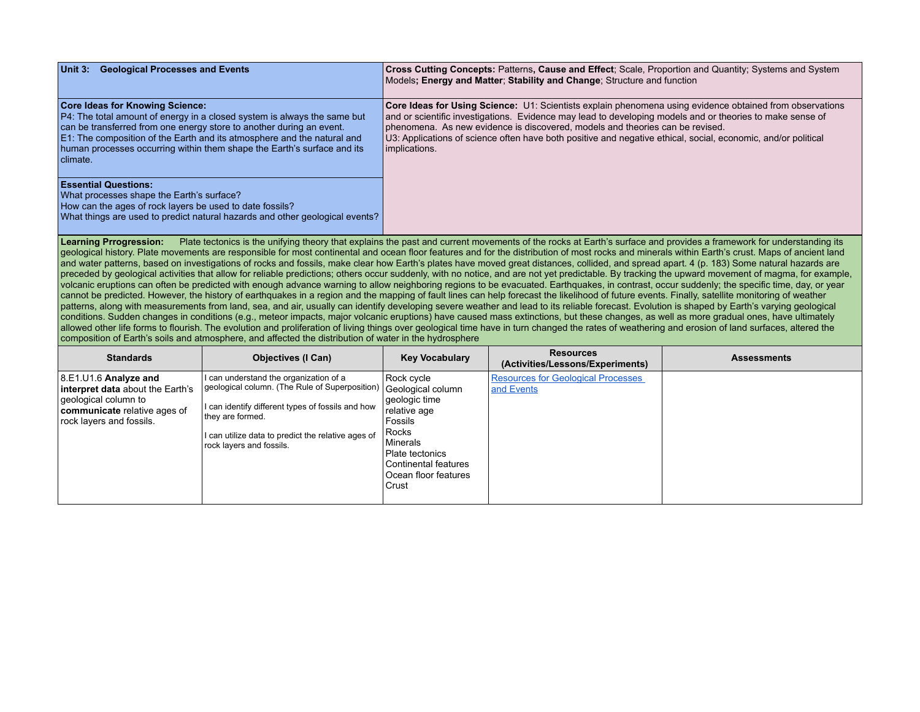| **Unit 3: Geological Processes and Events** | **Cross Cutting Concepts:** Patterns**, Cause and Effect**; Scale, Proportion and Quantity; Systems and System Models**; Energy and Matter**; **Stability and Change**; Structure and function |
|---|---|
| **Core Ideas for Knowing Science:**<br>P4: The total amount of energy in a closed system is always the same but can be transferred from one energy store to another during an event.<br>E1: The composition of the Earth and its atmosphere and the natural and human processes occurring within them shape the Earth's surface and its climate.<br><br>**Essential Questions:**<br>What processes shape the Earth's surface?<br>How can the ages of rock layers be used to date fossils?<br>What things are used to predict natural hazards and other geological events? | **Core Ideas for Using Science:** U1: Scientists explain phenomena using evidence obtained from observations and or scientific investigations. Evidence may lead to developing models and or theories to make sense of phenomena. As new evidence is discovered, models and theories can be revised.<br>U3: Applications of science often have both positive and negative ethical, social, economic, and/or political implications. |

**Learning Prrogression:** Plate tectonics is the unifying theory that explains the past and current movements of the rocks at Earth's surface and provides a framework for understanding its geological history. Plate movements are responsible for most continental and ocean floor features and for the distribution of most rocks and minerals within Earth's crust. Maps of ancient land and water patterns, based on investigations of rocks and fossils, make clear how Earth's plates have moved great distances, collided, and spread apart. 4 (p. 183) Some natural hazards are preceded by geological activities that allow for reliable predictions; others occur suddenly, with no notice, and are not yet predictable. By tracking the upward movement of magma, for example, volcanic eruptions can often be predicted with enough advance warning to allow neighboring regions to be evacuated. Earthquakes, in contrast, occur suddenly; the specific time, day, or year cannot be predicted. However, the history of earthquakes in a region and the mapping of fault lines can help forecast the likelihood of future events. Finally, satellite monitoring of weather patterns, along with measurements from land, sea, and air, usually can identify developing severe weather and lead to its reliable forecast. Evolution is shaped by Earth's varying geological conditions. Sudden changes in conditions (e.g., meteor impacts, major volcanic eruptions) have caused mass extinctions, but these changes, as well as more gradual ones, have ultimately allowed other life forms to flourish. The evolution and proliferation of living things over geological time have in turn changed the rates of weathering and erosion of land surfaces, altered the composition of Earth's soils and atmosphere, and affected the distribution of water in the hydrosphere

| Standards | Objectives (I Can) | Key Vocabulary | Resources (Activities/Lessons/Experiments) | Assessments |
|---|---|---|---|---|
| 8.E1.U1.6 **Analyze and interpret data** about the Earth's geological column to **communicate** relative ages of rock layers and fossils. | I can understand the organization of a geological column. (The Rule of Superposition)<br><br>I can identify different types of fossils and how they are formed.<br><br>I can utilize data to predict the relative ages of rock layers and fossils. | Rock cycle<br>Geological column<br>geologic time<br>relative age<br>Fossils<br>Rocks<br>Minerals<br>Plate tectonics<br>Continental features<br>Ocean floor features<br>Crust | Resources for Geological Processes and Events | |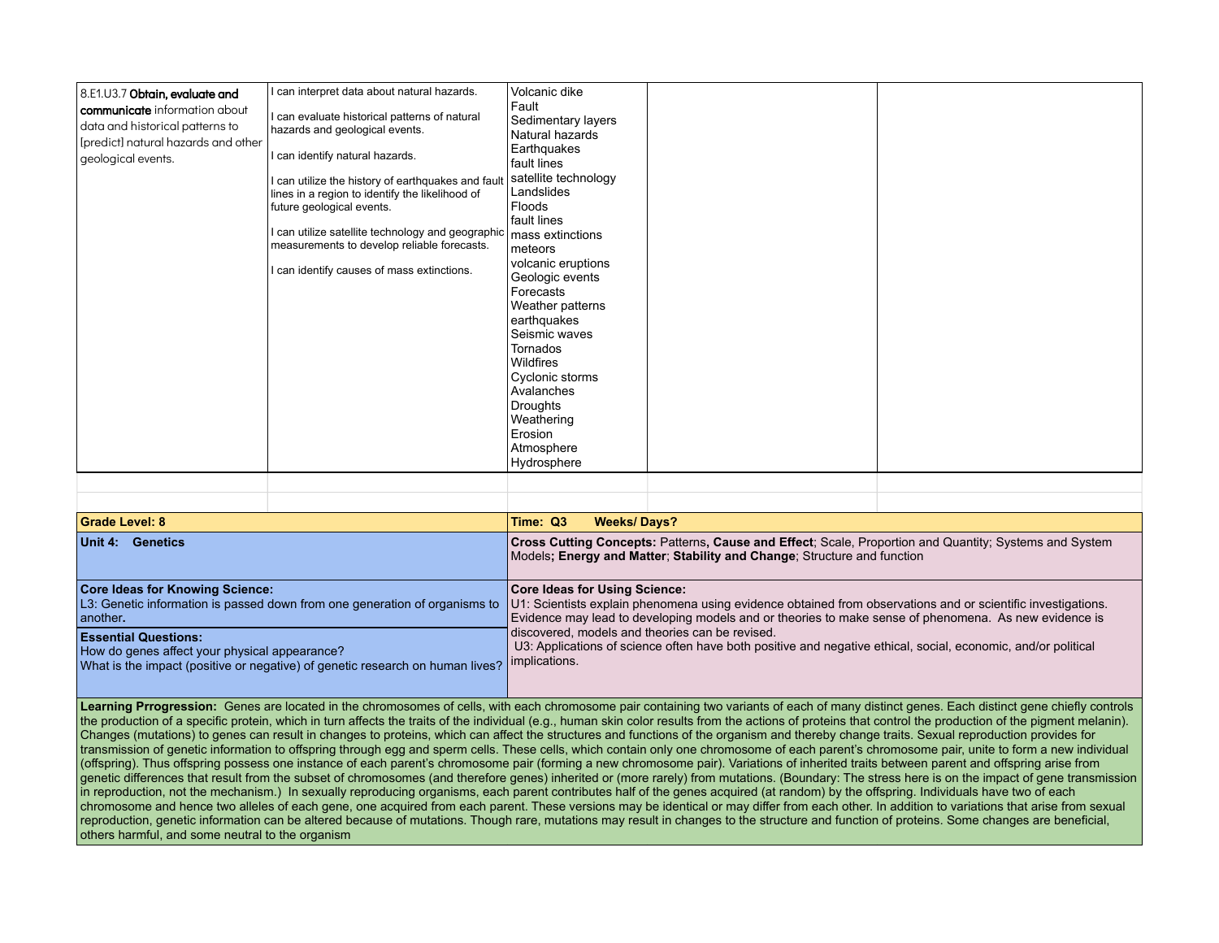| | | | | |
|---|---|---|---|---|
| 8.E1.U3.7 **Obtain, evaluate and communicate** information about data and historical patterns to [predict] natural hazards and other geological events. | I can interpret data about natural hazards.<br><br>I can evaluate historical patterns of natural hazards and geological events.<br><br>I can identify natural hazards.<br><br>I can utilize the history of earthquakes and fault lines in a region to identify the likelihood of future geological events.<br><br>I can utilize satellite technology and geographic measurements to develop reliable forecasts.<br><br>I can identify causes of mass extinctions. | Volcanic dike<br>Fault<br>Sedimentary layers<br>Natural hazards<br>Earthquakes<br>fault lines<br>satellite technology<br>Landslides<br>Floods<br>fault lines<br>mass extinctions<br>meteors<br>volcanic eruptions<br>Geologic events<br>Forecasts<br>Weather patterns<br>earthquakes<br>Seismic waves<br>Tornados<br>Wildfires<br>Cyclonic storms<br>Avalanches<br>Droughts<br>Weathering<br>Erosion<br>Atmosphere<br>Hydrosphere | | |
| | | | | |
| | | | | |

| | |
|---|---|
| **Grade Level: 8** | **Time: Q3 Weeks/ Days?** |
| **Unit 4: Genetics** | **Cross Cutting Concepts:** Patterns**, Cause and Effect**; Scale, Proportion and Quantity; Systems and System Models**; Energy and Matter**; **Stability and Change**; Structure and function |
| **Core Ideas for Knowing Science:**<br>L3: Genetic information is passed down from one generation of organisms to another**.** | **Core Ideas for Using Science:**<br>U1: Scientists explain phenomena using evidence obtained from observations and or scientific investigations. Evidence may lead to developing models and or theories to make sense of phenomena. As new evidence is discovered, models and theories can be revised.<br>U3: Applications of science often have both positive and negative ethical, social, economic, and/or political implications. |
| **Essential Questions:**<br>How do genes affect your physical appearance?<br>What is the impact (positive or negative) of genetic research on human lives? | |

**Learning Prrogression:** Genes are located in the chromosomes of cells, with each chromosome pair containing two variants of each of many distinct genes. Each distinct gene chiefly controls the production of a specific protein, which in turn affects the traits of the individual (e.g., human skin color results from the actions of proteins that control the production of the pigment melanin). Changes (mutations) to genes can result in changes to proteins, which can affect the structures and functions of the organism and thereby change traits. Sexual reproduction provides for transmission of genetic information to offspring through egg and sperm cells. These cells, which contain only one chromosome of each parent's chromosome pair, unite to form a new individual (offspring). Thus offspring possess one instance of each parent's chromosome pair (forming a new chromosome pair). Variations of inherited traits between parent and offspring arise from genetic differences that result from the subset of chromosomes (and therefore genes) inherited or (more rarely) from mutations. (Boundary: The stress here is on the impact of gene transmission in reproduction, not the mechanism.) In sexually reproducing organisms, each parent contributes half of the genes acquired (at random) by the offspring. Individuals have two of each chromosome and hence two alleles of each gene, one acquired from each parent. These versions may be identical or may differ from each other. In addition to variations that arise from sexual reproduction, genetic information can be altered because of mutations. Though rare, mutations may result in changes to the structure and function of proteins. Some changes are beneficial, others harmful, and some neutral to the organism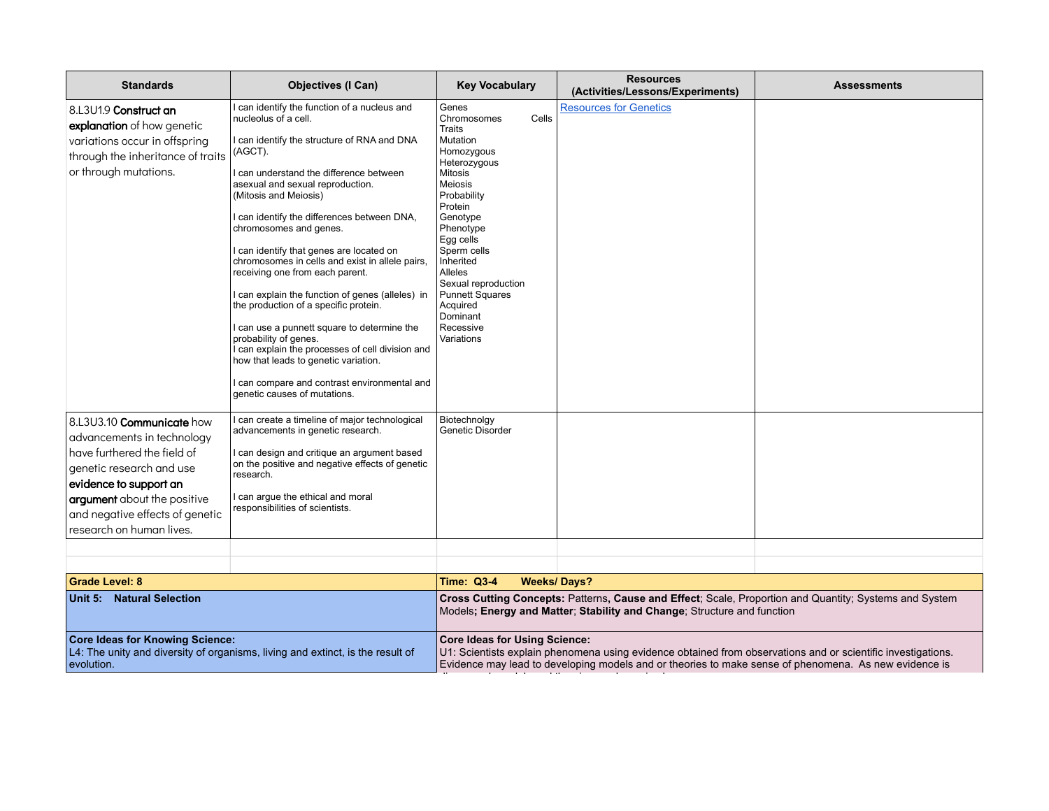| Standards | Objectives (I Can) | Key Vocabulary | Resources (Activities/Lessons/Experiments) | Assessments |
|---|---|---|---|---|
| 8.L3U1.9 **Construct an explanation** of how genetic variations occur in offspring through the inheritance of traits or through mutations. | I can identify the function of a nucleus and nucleolus of a cell.<br><br>I can identify the structure of RNA and DNA (AGCT).<br><br>I can understand the difference between asexual and sexual reproduction. (Mitosis and Meiosis)<br><br>I can identify the differences between DNA, chromosomes and genes.<br><br>I can identify that genes are located on chromosomes in cells and exist in allele pairs, receiving one from each parent.<br><br>I can explain the function of genes (alleles) in the production of a specific protein.<br><br>I can use a punnett square to determine the probability of genes.<br>I can explain the processes of cell division and how that leads to genetic variation.<br><br>I can compare and contrast environmental and genetic causes of mutations. | Genes<br>Chromosomes Cells<br>Traits<br>Mutation<br>Homozygous<br>Heterozygous<br>Mitosis<br>Meiosis<br>Probability<br>Protein<br>Genotype<br>Phenotype<br>Egg cells<br>Sperm cells<br>Inherited<br>Alleles<br>Sexual reproduction<br>Punnett Squares<br>Acquired<br>Dominant<br>Recessive<br>Variations | [Resources for Genetics] | |
| 8.L3U3.10 **Communicate** how advancements in technology have furthered the field of genetic research and use **evidence to support an argument** about the positive and negative effects of genetic research on human lives. | I can create a timeline of major technological advancements in genetic research.<br><br>I can design and critique an argument based on the positive and negative effects of genetic research.<br><br>I can argue the ethical and moral responsibilities of scientists. | Biotechnolgy<br>Genetic Disorder | | |
| | | | | |
| | | | | |

| **Grade Level: 8** | **Time: Q3-4 Weeks/ Days?** |
|---|---|
| **Unit 5: Natural Selection** | **Cross Cutting Concepts:** Patterns**, Cause and Effect**; Scale, Proportion and Quantity; Systems and System Models**; Energy and Matter**; **Stability and Change**; Structure and function |
| **Core Ideas for Knowing Science:**<br>L4: The unity and diversity of organisms, living and extinct, is the result of evolution. | **Core Ideas for Using Science:**<br>U1: Scientists explain phenomena using evidence obtained from observations and or scientific investigations. Evidence may lead to developing models and or theories to make sense of phenomena. As new evidence is |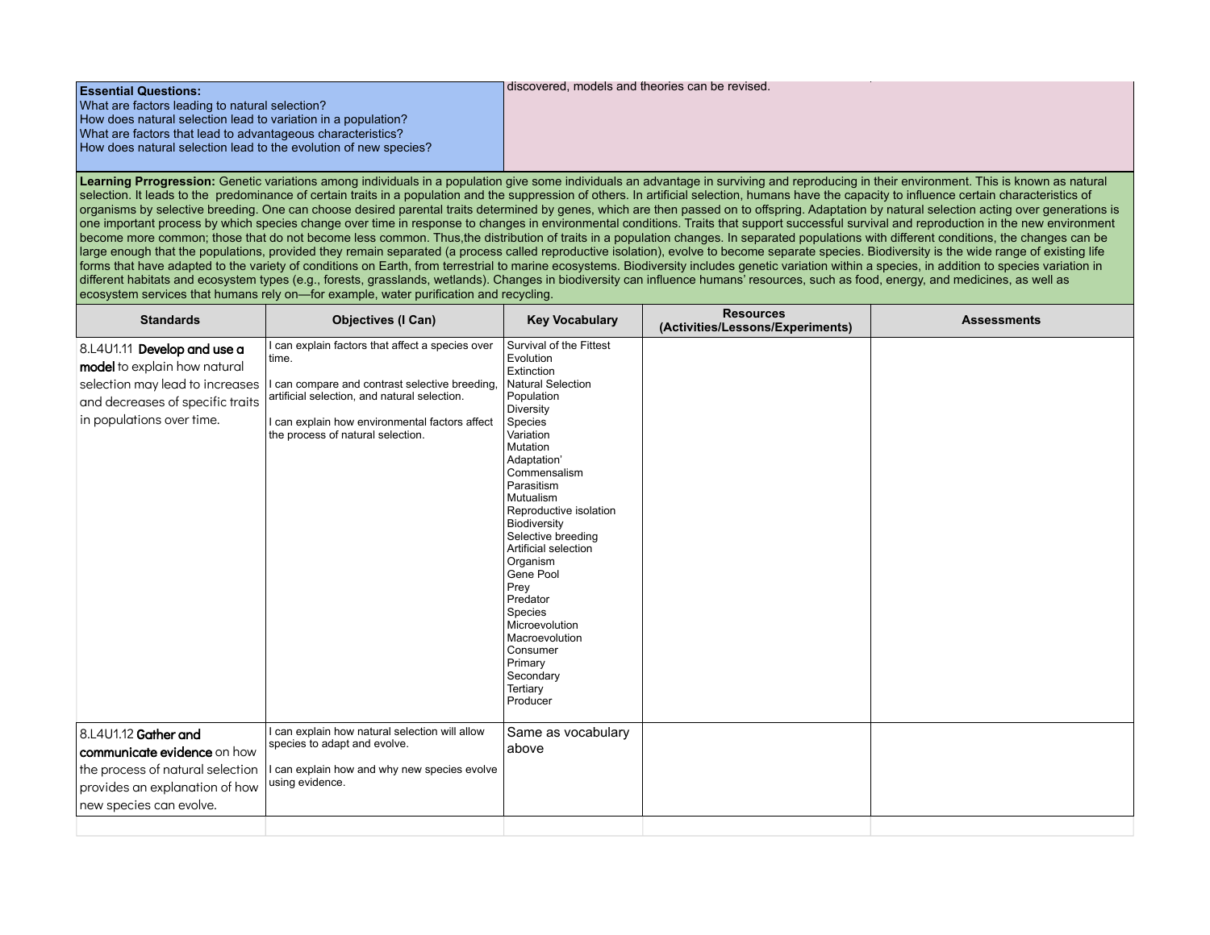| **Essential Questions:**<br>What are factors leading to natural selection?<br>How does natural selection lead to variation in a population?<br>What are factors that lead to advantageous characteristics?<br>How does natural selection lead to the evolution of new species? | discovered, models and theories can be revised. |
|---|---|

**Learning Prrogression:** Genetic variations among individuals in a population give some individuals an advantage in surviving and reproducing in their environment. This is known as natural selection. It leads to the predominance of certain traits in a population and the suppression of others. In artificial selection, humans have the capacity to influence certain characteristics of organisms by selective breeding. One can choose desired parental traits determined by genes, which are then passed on to offspring. Adaptation by natural selection acting over generations is one important process by which species change over time in response to changes in environmental conditions. Traits that support successful survival and reproduction in the new environment become more common; those that do not become less common. Thus,the distribution of traits in a population changes. In separated populations with different conditions, the changes can be large enough that the populations, provided they remain separated (a process called reproductive isolation), evolve to become separate species. Biodiversity is the wide range of existing life forms that have adapted to the variety of conditions on Earth, from terrestrial to marine ecosystems. Biodiversity includes genetic variation within a species, in addition to species variation in different habitats and ecosystem types (e.g., forests, grasslands, wetlands). Changes in biodiversity can influence humans' resources, such as food, energy, and medicines, as well as ecosystem services that humans rely on—for example, water purification and recycling.

| Standards | Objectives (I Can) | Key Vocabulary | Resources (Activities/Lessons/Experiments) | Assessments |
|---|---|---|---|---|
| 8.L4U1.11 **Develop and use a model** to explain how natural selection may lead to increases and decreases of specific traits in populations over time. | I can explain factors that affect a species over time.<br><br>I can compare and contrast selective breeding, artificial selection, and natural selection.<br><br>I can explain how environmental factors affect the process of natural selection. | Survival of the Fittest<br>Evolution<br>Extinction<br>Natural Selection<br>Population<br>Diversity<br>Species<br>Variation<br>Mutation<br>Adaptation'<br>Commensalism<br>Parasitism<br>Mutualism<br>Reproductive isolation<br>Biodiversity<br>Selective breeding<br>Artificial selection<br>Organism<br>Gene Pool<br>Prey<br>Predator<br>Species<br>Microevolution<br>Macroevolution<br>Consumer<br>Primary<br>Secondary<br>Tertiary<br>Producer | | |
| 8.L4U1.12 **Gather and communicate evidence** on how the process of natural selection provides an explanation of how new species can evolve. | I can explain how natural selection will allow species to adapt and evolve.<br><br>I can explain how and why new species evolve using evidence. | Same as vocabulary above | | |
| | | | | |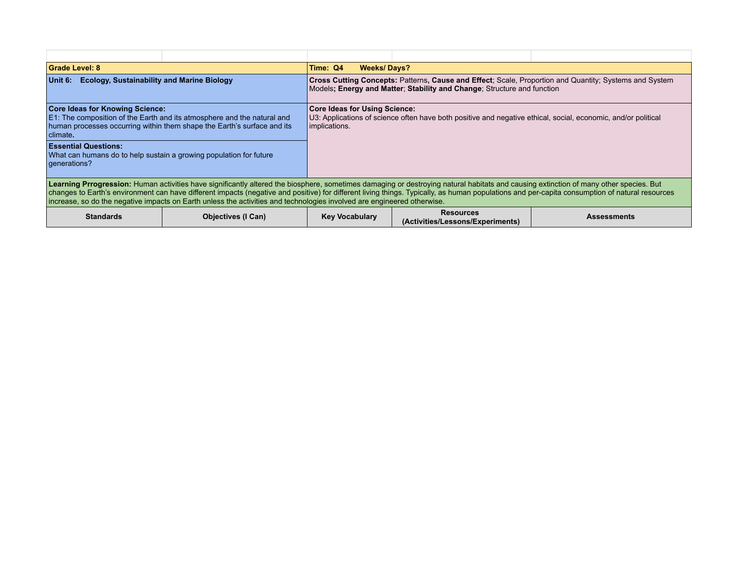| | | | | |
|---|---|---|---|---|
| **Grade Level: 8** | | **Time: Q4 Weeks/ Days?** | | |
| **Unit 6: Ecology, Sustainability and Marine Biology** | | **Cross Cutting Concepts:** Patterns**, Cause and Effect**; Scale, Proportion and Quantity; Systems and System Models**; Energy and Matter**; **Stability and Change**; Structure and function | | |
| **Core Ideas for Knowing Science:** E1: The composition of the Earth and its atmosphere and the natural and human processes occurring within them shape the Earth's surface and its climate**.** | | **Core Ideas for Using Science:** U3: Applications of science often have both positive and negative ethical, social, economic, and/or political implications. | | |
| **Essential Questions:** What can humans do to help sustain a growing population for future generations? | | | | |
| **Learning Prrogression:** Human activities have significantly altered the biosphere, sometimes damaging or destroying natural habitats and causing extinction of many other species. But changes to Earth's environment can have different impacts (negative and positive) for different living things. Typically, as human populations and per-capita consumption of natural resources increase, so do the negative impacts on Earth unless the activities and technologies involved are engineered otherwise. | | | | |
| **Standards** | **Objectives (I Can)** | **Key Vocabulary** | **Resources (Activities/Lessons/Experiments)** | **Assessments** |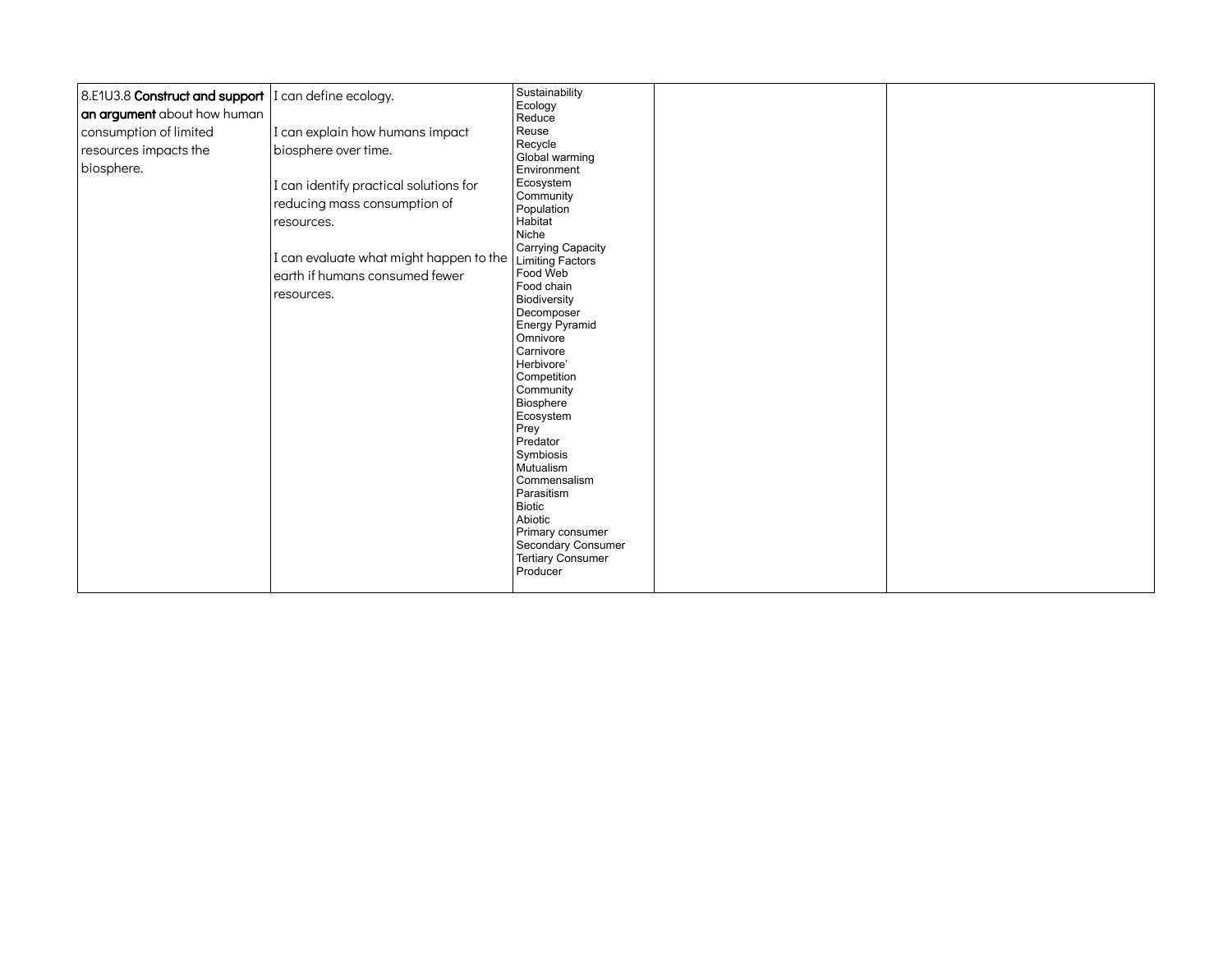| | | | | |
|---|---|---|---|---|
| 8.E1U3.8 **Construct and support an argument** about how human consumption of limited resources impacts the biosphere. | I can define ecology.<br><br>I can explain how humans impact biosphere over time.<br><br>I can identify practical solutions for reducing mass consumption of resources.<br><br>I can evaluate what might happen to the earth if humans consumed fewer resources. | Sustainability<br>Ecology<br>Reduce<br>Reuse<br>Recycle<br>Global warming<br>Environment<br>Ecosystem<br>Community<br>Population<br>Habitat<br>Niche<br>Carrying Capacity<br>Limiting Factors<br>Food Web<br>Food chain<br>Biodiversity<br>Decomposer<br>Energy Pyramid<br>Omnivore<br>Carnivore<br>Herbivore'<br>Competition<br>Community<br>Biosphere<br>Ecosystem<br>Prey<br>Predator<br>Symbiosis<br>Mutualism<br>Commensalism<br>Parasitism<br>Biotic<br>Abiotic<br>Primary consumer<br>Secondary Consumer<br>Tertiary Consumer<br>Producer | | |